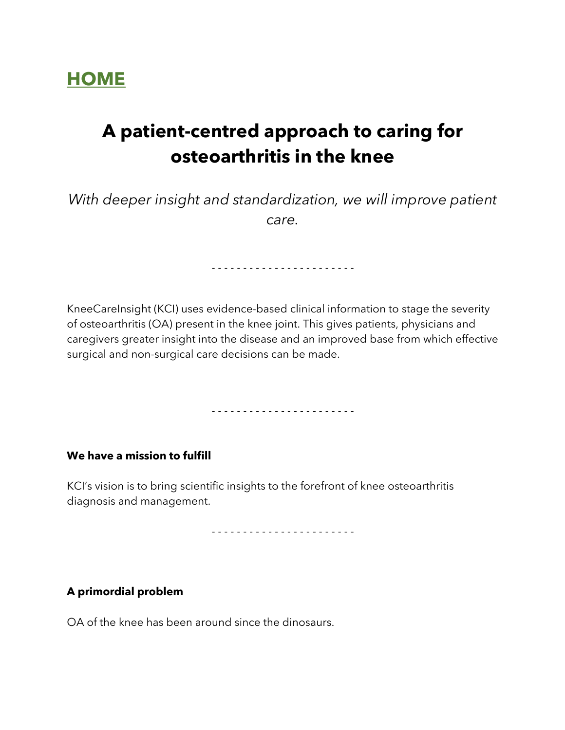# HOME

## A patient-centred approach to caring for osteoarthritis in the knee

*With deeper insight and standardization, we will improve patient care.*

- - - - - - - - - - - - - - - - - - - - - - -

KneeCareInsight (KCI) uses evidence-based clinical information to stage the severity of osteoarthritis (OA) present in the knee joint. This gives patients, physicians and caregivers greater insight into the disease and an improved base from which effective surgical and non-surgical care decisions can be made.

- - - - - - - - - - - - - - - - - - - - - - -

**We have a mission to fulfill**

KCI's vision is to bring scientific insights to the forefront of knee osteoarthritis diagnosis and management.

- - - - - - - - - - - - - - - - - - - - - - -

**A primordial problem**

OA of the knee has been around since the dinosaurs.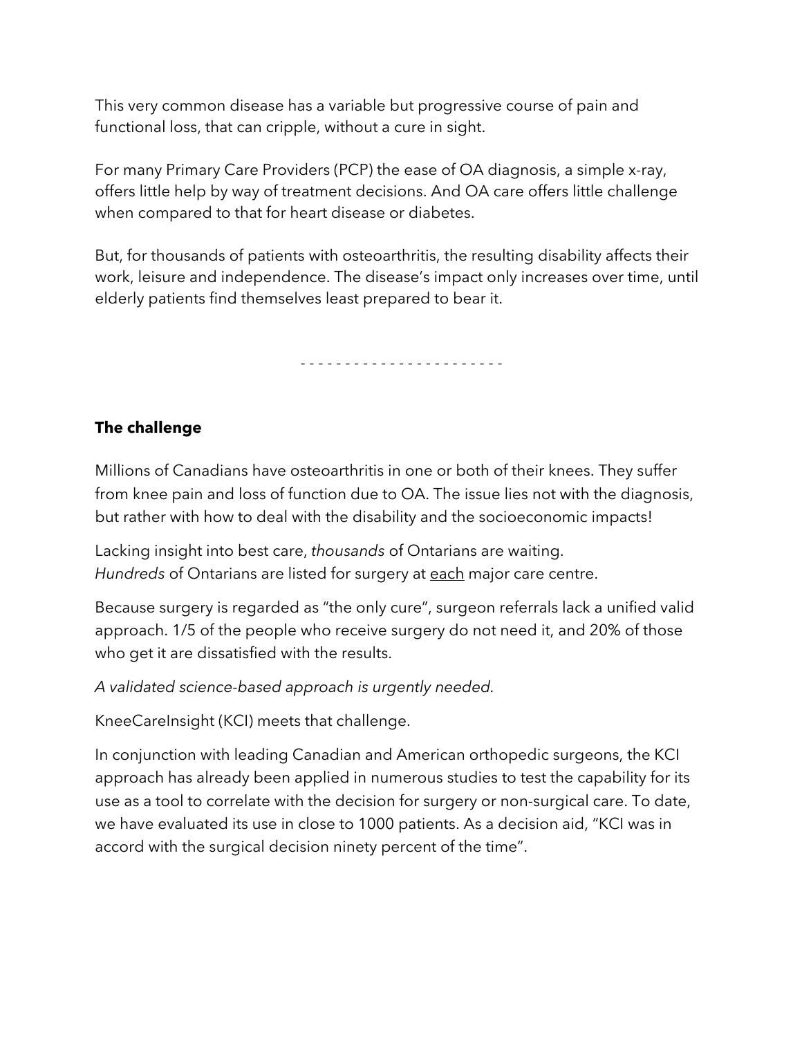This very common disease has a variable but progressive course of pain and functional loss, that can cripple, without a cure in sight.

For many Primary Care Providers (PCP) the ease of OA diagnosis, a simple x-ray, offers little help by way of treatment decisions. And OA care offers little challenge when compared to that for heart disease or diabetes.

But, for thousands of patients with osteoarthritis, the resulting disability affects their work, leisure and independence. The disease's impact only increases over time, until elderly patients find themselves least prepared to bear it.

- - - - - - - - - - - - - - - - - - - - - - -

**The challenge**

Millions of Canadians have osteoarthritis in one or both of their knees. They suffer from knee pain and loss of function due to OA. The issue lies not with the diagnosis, but rather with how to deal with the disability and the socioeconomic impacts!

Lacking insight into best care, *thousands* of Ontarians are waiting. *Hundreds* of Ontarians are listed for surgery at <u>each</u> major care centre.

Because surgery is regarded as "the only cure", surgeon referrals lack a unified valid approach. 1/5 of the people who receive surgery do not need it, and 20% of those who get it are dissatisfied with the results.

*A validated science-based approach is urgently needed.*

KneeCareInsight (KCI) meets that challenge.

In conjunction with leading Canadian and American orthopedic surgeons, the KCI approach has already been applied in numerous studies to test the capability for its use as a tool to correlate with the decision for surgery or non-surgical care. To date, we have evaluated its use in close to 1000 patients. As a decision aid, "KCI was in accord with the surgical decision ninety percent of the time".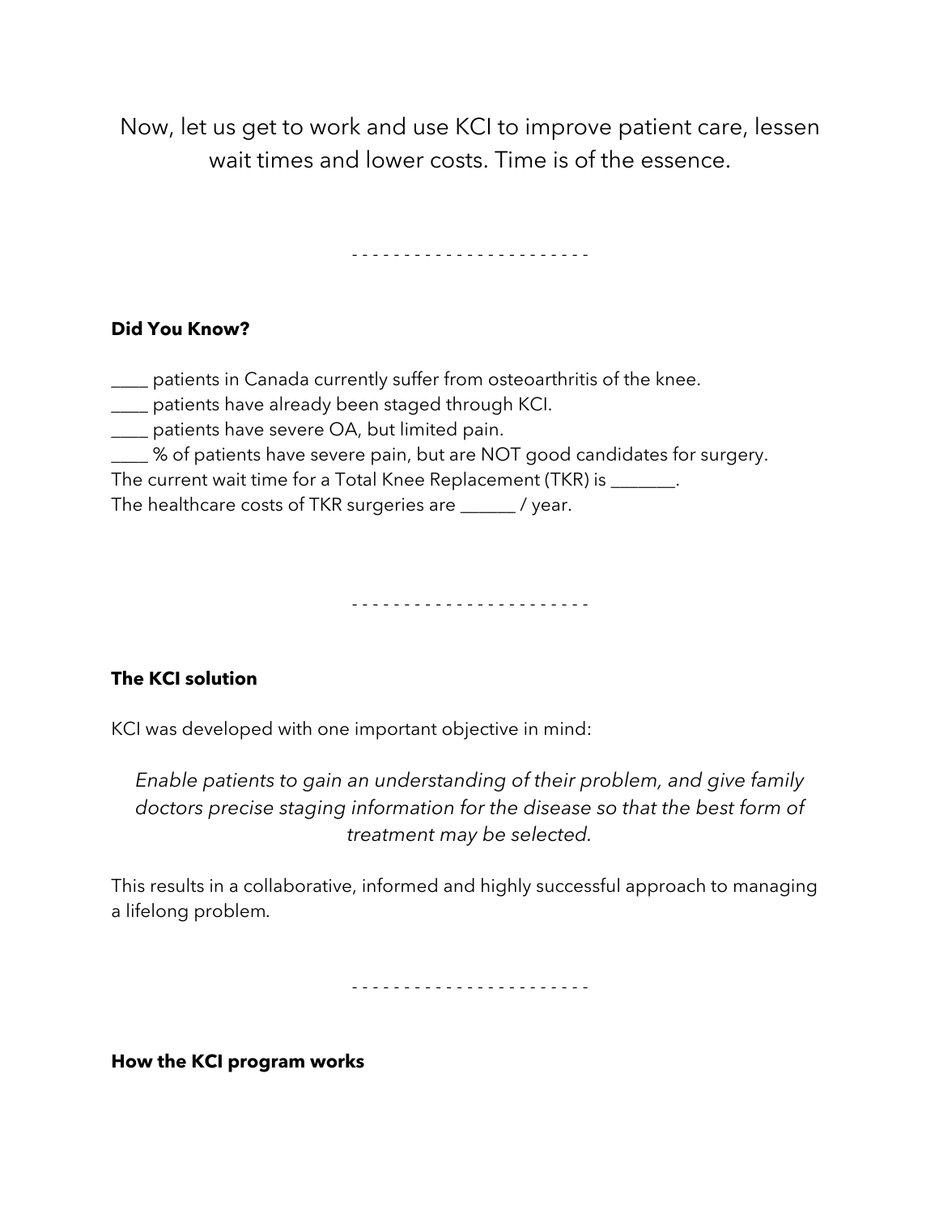Now, let us get to work and use KCI to improve patient care, lessen wait times and lower costs. Time is of the essence.

- - - - - - - - - - - - - - - - - - - - - - -

**Did You Know?**

____ patients in Canada currently suffer from osteoarthritis of the knee.
____ patients have already been staged through KCI.
____ patients have severe OA, but limited pain.
____ % of patients have severe pain, but are NOT good candidates for surgery.
The current wait time for a Total Knee Replacement (TKR) is _______.
The healthcare costs of TKR surgeries are ______ / year.

- - - - - - - - - - - - - - - - - - - - - - -

**The KCI solution**

KCI was developed with one important objective in mind:

*Enable patients to gain an understanding of their problem, and give family doctors precise staging information for the disease so that the best form of treatment may be selected.*

This results in a collaborative, informed and highly successful approach to managing a lifelong problem.

- - - - - - - - - - - - - - - - - - - - - - -

**How the KCI program works**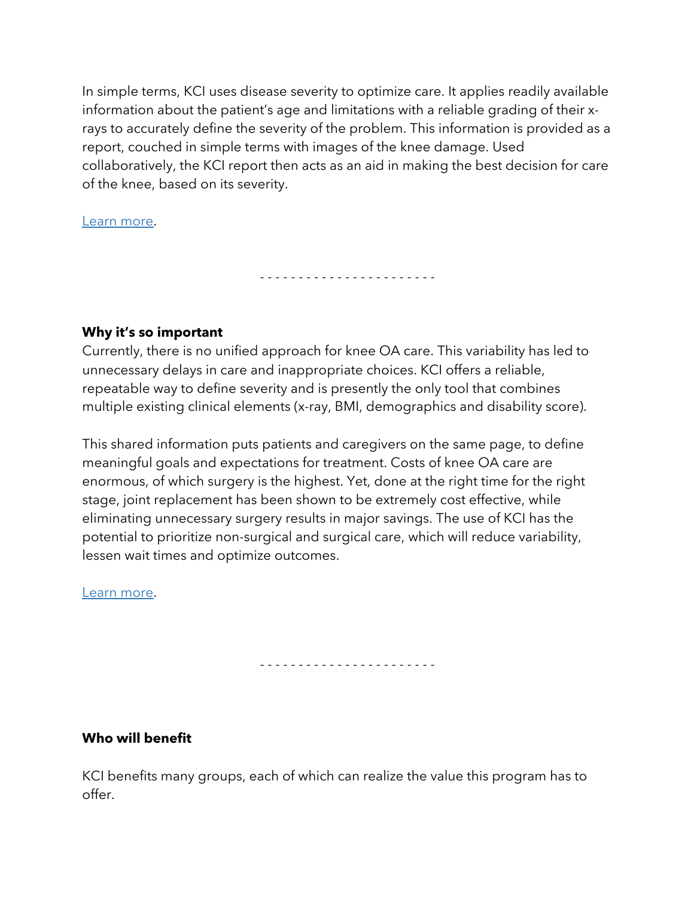In simple terms, KCI uses disease severity to optimize care. It applies readily available information about the patient's age and limitations with a reliable grading of their x-rays to accurately define the severity of the problem. This information is provided as a report, couched in simple terms with images of the knee damage. Used collaboratively, the KCI report then acts as an aid in making the best decision for care of the knee, based on its severity.

Learn more.

- - - - - - - - - - - - - - - - - - - - - - -

**Why it's so important**

Currently, there is no unified approach for knee OA care. This variability has led to unnecessary delays in care and inappropriate choices. KCI offers a reliable, repeatable way to define severity and is presently the only tool that combines multiple existing clinical elements (x-ray, BMI, demographics and disability score).

This shared information puts patients and caregivers on the same page, to define meaningful goals and expectations for treatment. Costs of knee OA care are enormous, of which surgery is the highest. Yet, done at the right time for the right stage, joint replacement has been shown to be extremely cost effective, while eliminating unnecessary surgery results in major savings. The use of KCI has the potential to prioritize non-surgical and surgical care, which will reduce variability, lessen wait times and optimize outcomes.

Learn more.

- - - - - - - - - - - - - - - - - - - - - - -

**Who will benefit**

KCI benefits many groups, each of which can realize the value this program has to offer.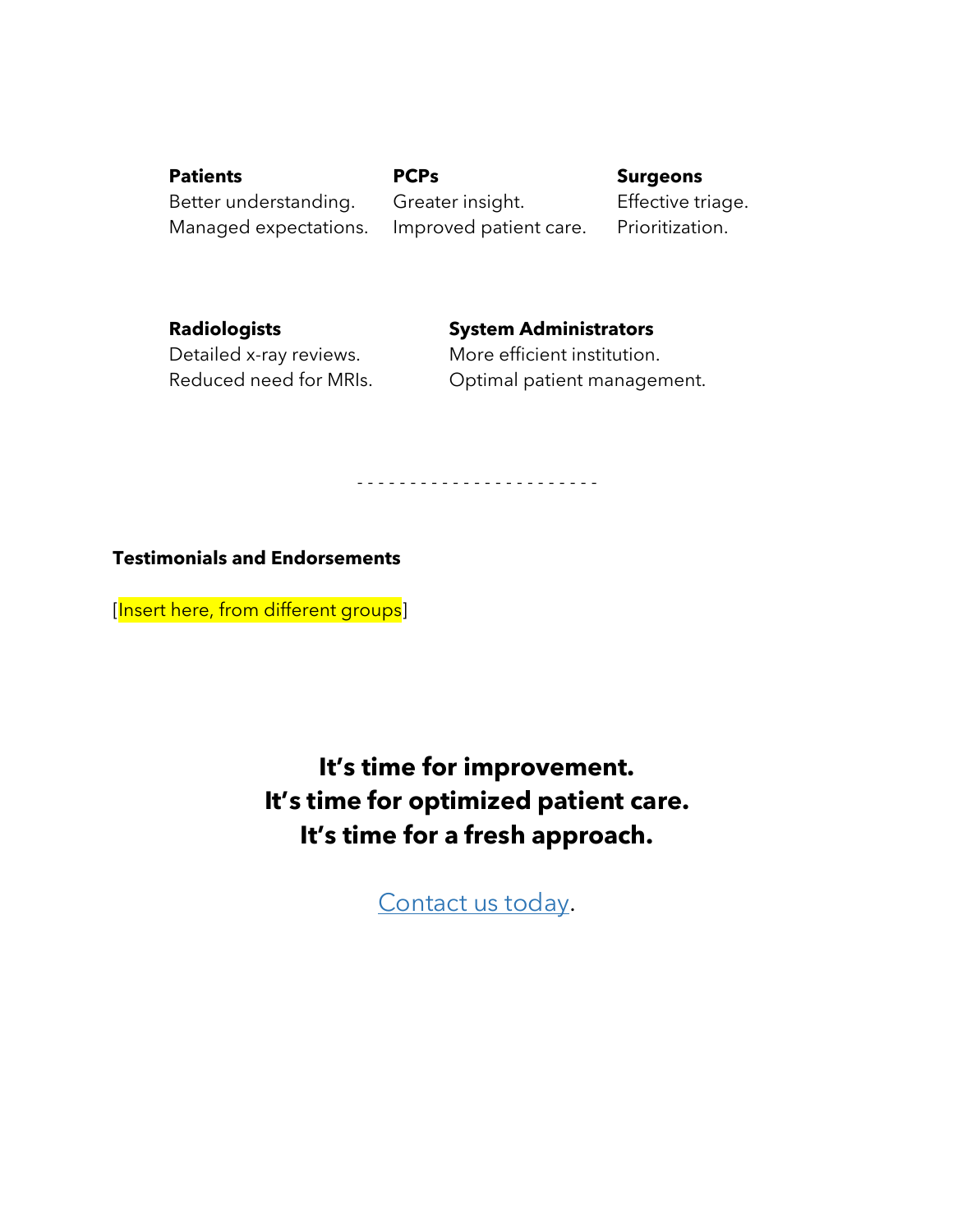**Patients**
Better understanding.
Managed expectations.

**PCPs**
Greater insight.
Improved patient care.

**Surgeons**
Effective triage.
Prioritization.

**Radiologists**
Detailed x-ray reviews.
Reduced need for MRIs.

**System Administrators**
More efficient institution.
Optimal patient management.

- - - - - - - - - - - - - - - - - - - - - - -

**Testimonials and Endorsements**

[Insert here, from different groups]

**It's time for improvement.**
**It's time for optimized patient care.**
**It's time for a fresh approach.**

Contact us today.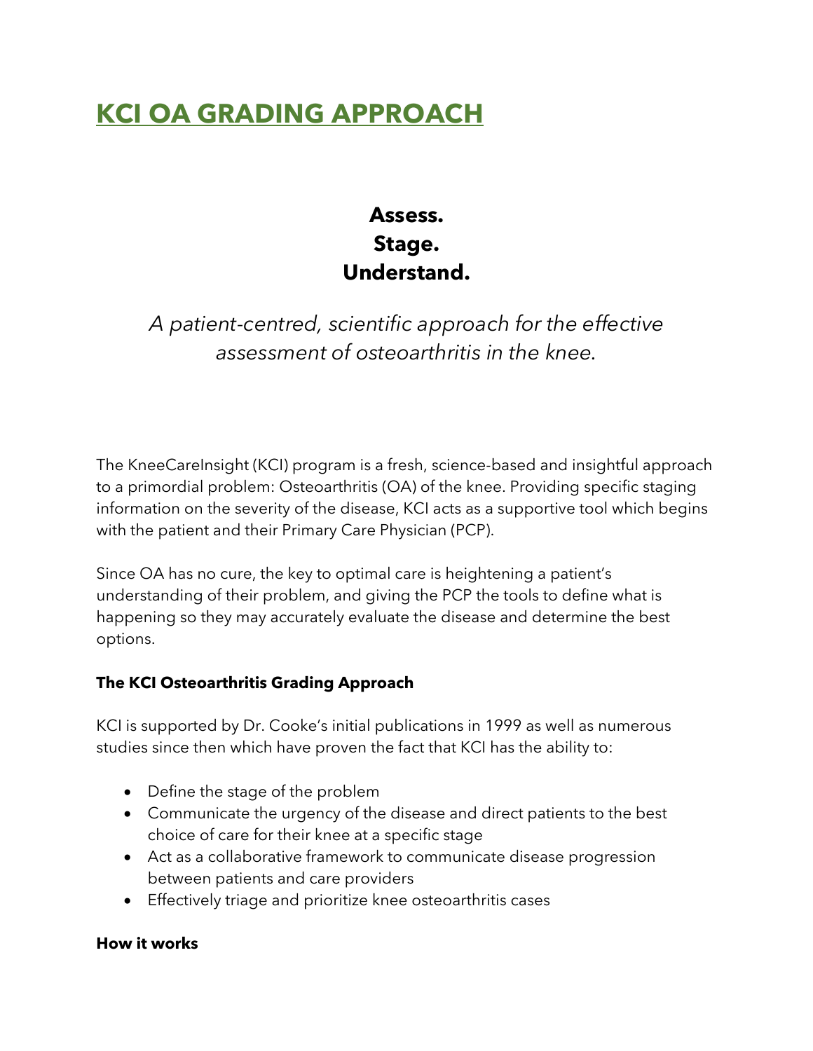# KCI OA GRADING APPROACH

**Assess.**
**Stage.**
**Understand.**

*A patient-centred, scientific approach for the effective assessment of osteoarthritis in the knee.*

The KneeCareInsight (KCI) program is a fresh, science-based and insightful approach to a primordial problem: Osteoarthritis (OA) of the knee. Providing specific staging information on the severity of the disease, KCI acts as a supportive tool which begins with the patient and their Primary Care Physician (PCP).

Since OA has no cure, the key to optimal care is heightening a patient's understanding of their problem, and giving the PCP the tools to define what is happening so they may accurately evaluate the disease and determine the best options.

### The KCI Osteoarthritis Grading Approach

KCI is supported by Dr. Cooke's initial publications in 1999 as well as numerous studies since then which have proven the fact that KCI has the ability to:

- Define the stage of the problem
- Communicate the urgency of the disease and direct patients to the best choice of care for their knee at a specific stage
- Act as a collaborative framework to communicate disease progression between patients and care providers
- Effectively triage and prioritize knee osteoarthritis cases

### How it works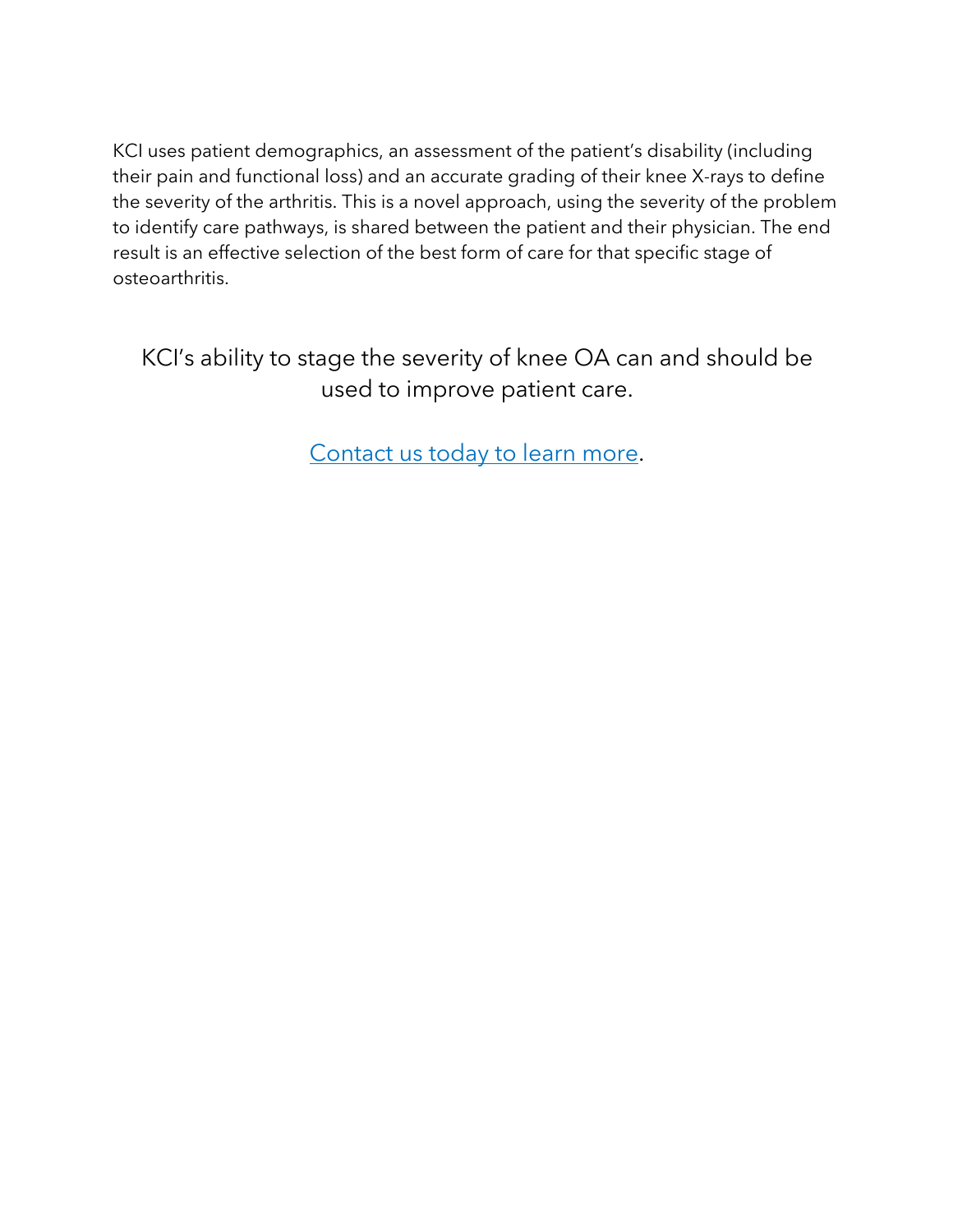KCI uses patient demographics, an assessment of the patient's disability (including their pain and functional loss) and an accurate grading of their knee X-rays to define the severity of the arthritis. This is a novel approach, using the severity of the problem to identify care pathways, is shared between the patient and their physician. The end result is an effective selection of the best form of care for that specific stage of osteoarthritis.

KCI's ability to stage the severity of knee OA can and should be used to improve patient care.

Contact us today to learn more.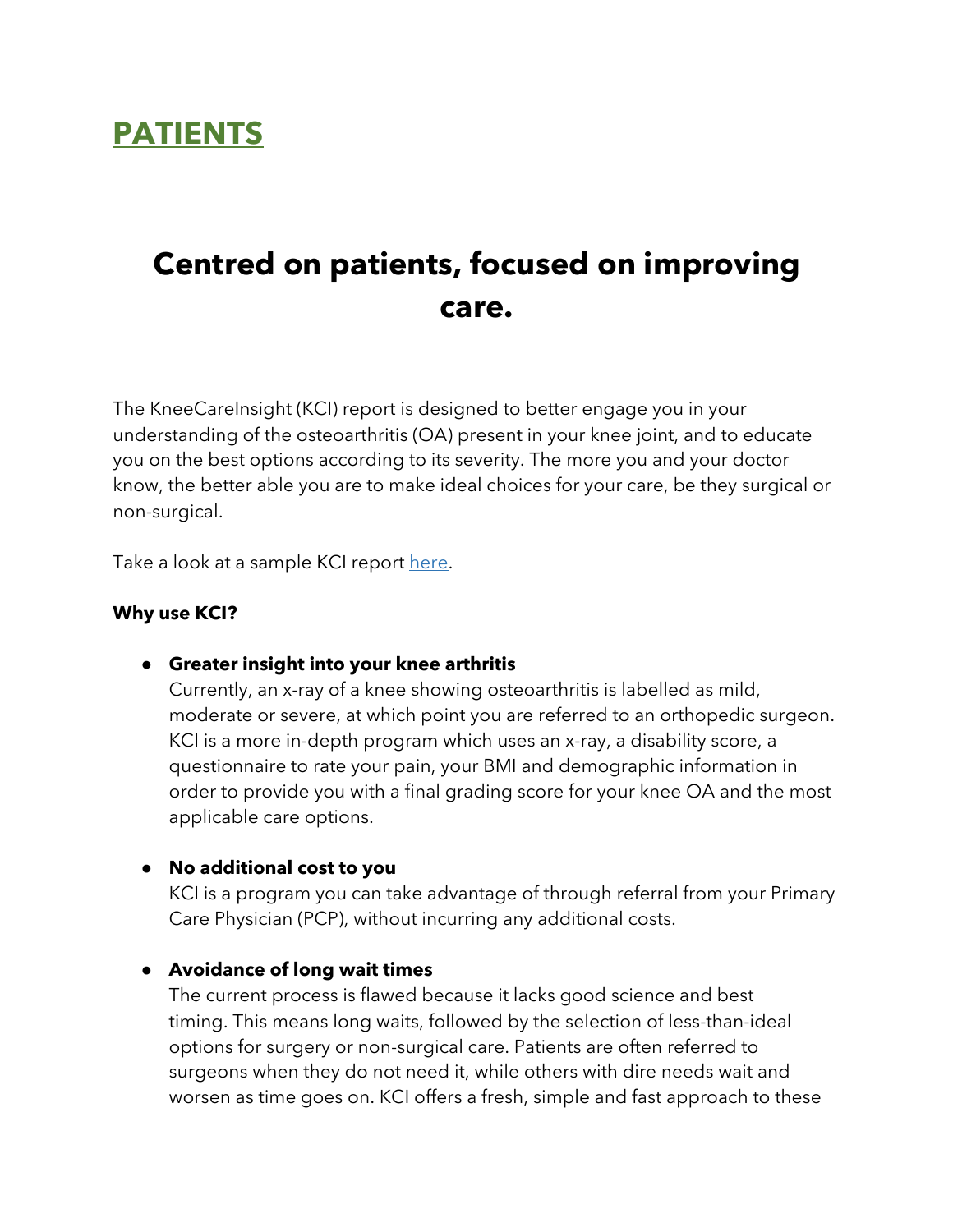# PATIENTS

## Centred on patients, focused on improving care.

The KneeCareInsight (KCI) report is designed to better engage you in your understanding of the osteoarthritis (OA) present in your knee joint, and to educate you on the best options according to its severity. The more you and your doctor know, the better able you are to make ideal choices for your care, be they surgical or non-surgical.

Take a look at a sample KCI report here.

**Why use KCI?**

- **Greater insight into your knee arthritis**
  Currently, an x-ray of a knee showing osteoarthritis is labelled as mild, moderate or severe, at which point you are referred to an orthopedic surgeon. KCI is a more in-depth program which uses an x-ray, a disability score, a questionnaire to rate your pain, your BMI and demographic information in order to provide you with a final grading score for your knee OA and the most applicable care options.

- **No additional cost to you**
  KCI is a program you can take advantage of through referral from your Primary Care Physician (PCP), without incurring any additional costs.

- **Avoidance of long wait times**
  The current process is flawed because it lacks good science and best timing. This means long waits, followed by the selection of less-than-ideal options for surgery or non-surgical care. Patients are often referred to surgeons when they do not need it, while others with dire needs wait and worsen as time goes on. KCI offers a fresh, simple and fast approach to these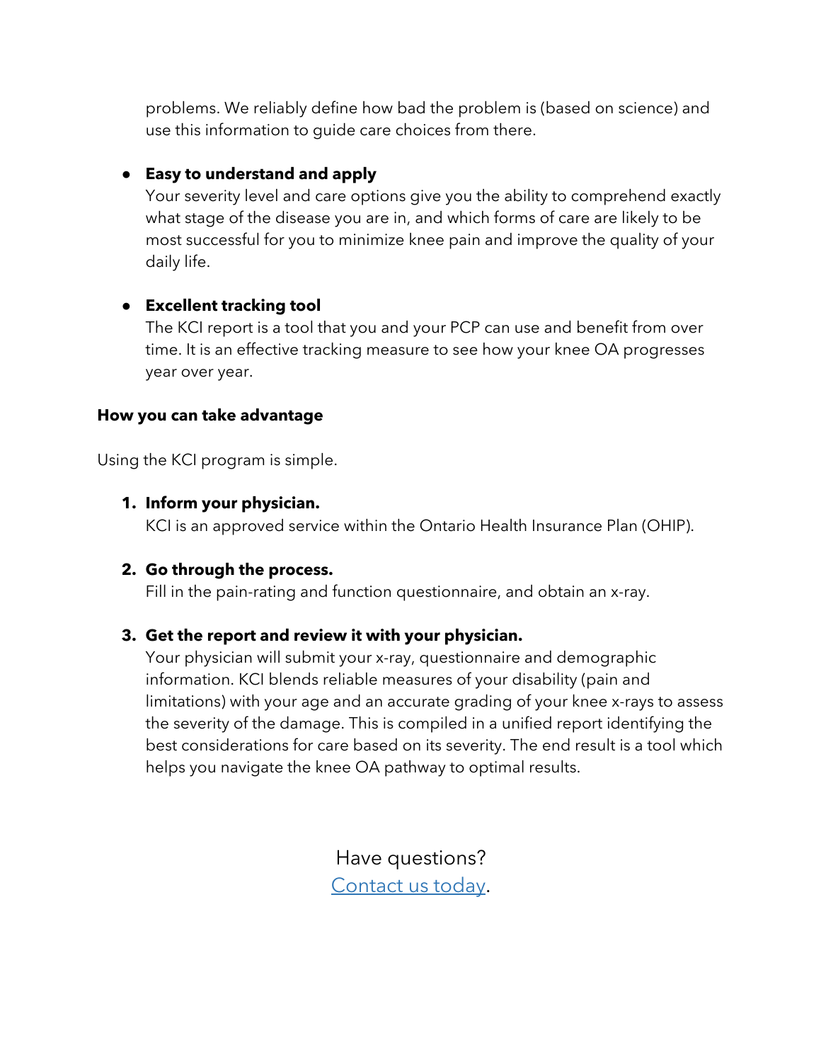problems. We reliably define how bad the problem is (based on science) and use this information to guide care choices from there.

- **Easy to understand and apply**
  Your severity level and care options give you the ability to comprehend exactly what stage of the disease you are in, and which forms of care are likely to be most successful for you to minimize knee pain and improve the quality of your daily life.

- **Excellent tracking tool**
  The KCI report is a tool that you and your PCP can use and benefit from over time. It is an effective tracking measure to see how your knee OA progresses year over year.

**How you can take advantage**

Using the KCI program is simple.

1. **Inform your physician.**
   KCI is an approved service within the Ontario Health Insurance Plan (OHIP).

2. **Go through the process.**
   Fill in the pain-rating and function questionnaire, and obtain an x-ray.

3. **Get the report and review it with your physician.**
   Your physician will submit your x-ray, questionnaire and demographic information. KCI blends reliable measures of your disability (pain and limitations) with your age and an accurate grading of your knee x-rays to assess the severity of the damage. This is compiled in a unified report identifying the best considerations for care based on its severity. The end result is a tool which helps you navigate the knee OA pathway to optimal results.

Have questions?
[Contact us today](#).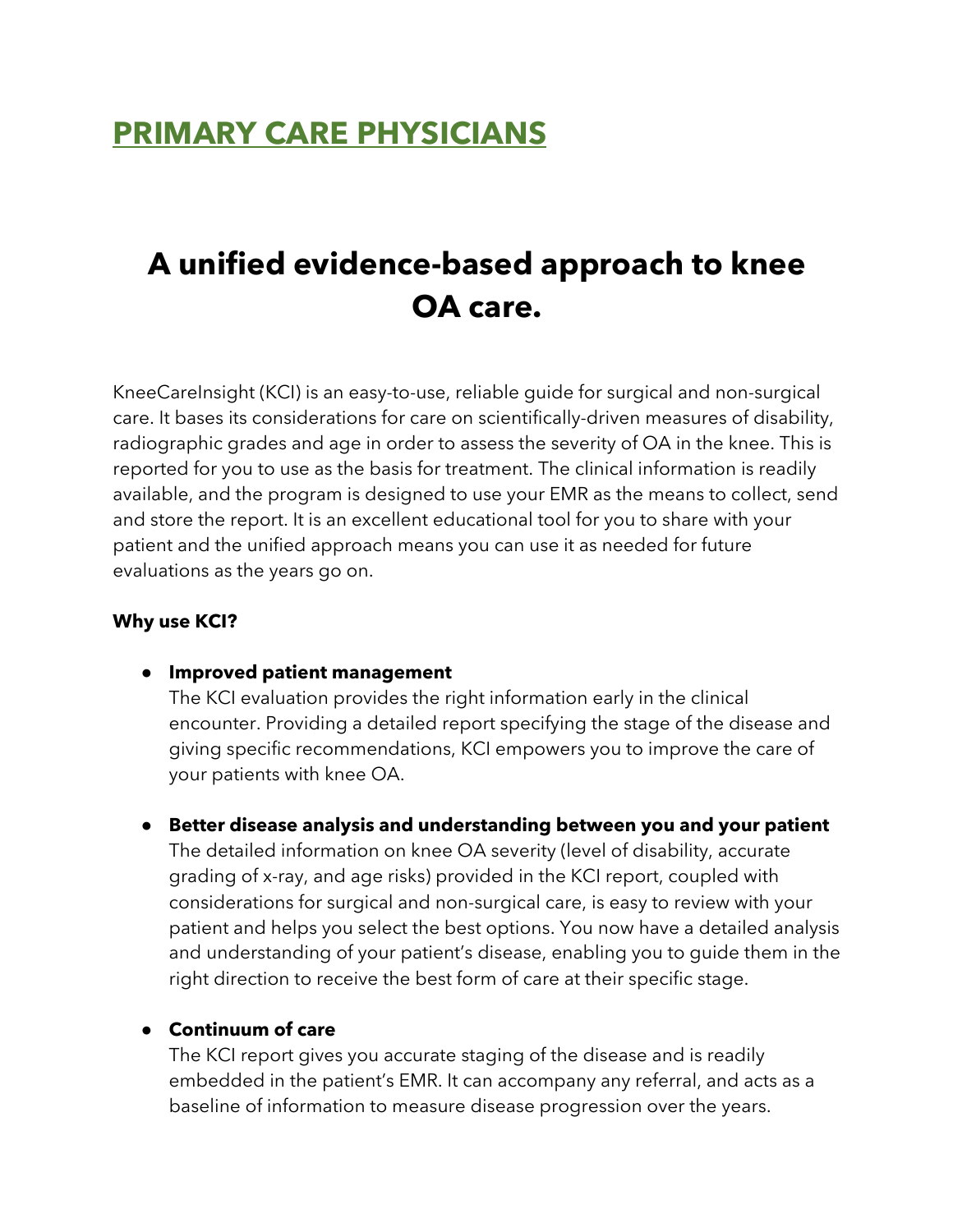## PRIMARY CARE PHYSICIANS

# A unified evidence-based approach to knee OA care.

KneeCareInsight (KCI) is an easy-to-use, reliable guide for surgical and non-surgical care. It bases its considerations for care on scientifically-driven measures of disability, radiographic grades and age in order to assess the severity of OA in the knee. This is reported for you to use as the basis for treatment. The clinical information is readily available, and the program is designed to use your EMR as the means to collect, send and store the report. It is an excellent educational tool for you to share with your patient and the unified approach means you can use it as needed for future evaluations as the years go on.

**Why use KCI?**

- **Improved patient management**
  The KCI evaluation provides the right information early in the clinical encounter. Providing a detailed report specifying the stage of the disease and giving specific recommendations, KCI empowers you to improve the care of your patients with knee OA.

- **Better disease analysis and understanding between you and your patient**
  The detailed information on knee OA severity (level of disability, accurate grading of x-ray, and age risks) provided in the KCI report, coupled with considerations for surgical and non-surgical care, is easy to review with your patient and helps you select the best options. You now have a detailed analysis and understanding of your patient's disease, enabling you to guide them in the right direction to receive the best form of care at their specific stage.

- **Continuum of care**
  The KCI report gives you accurate staging of the disease and is readily embedded in the patient's EMR. It can accompany any referral, and acts as a baseline of information to measure disease progression over the years.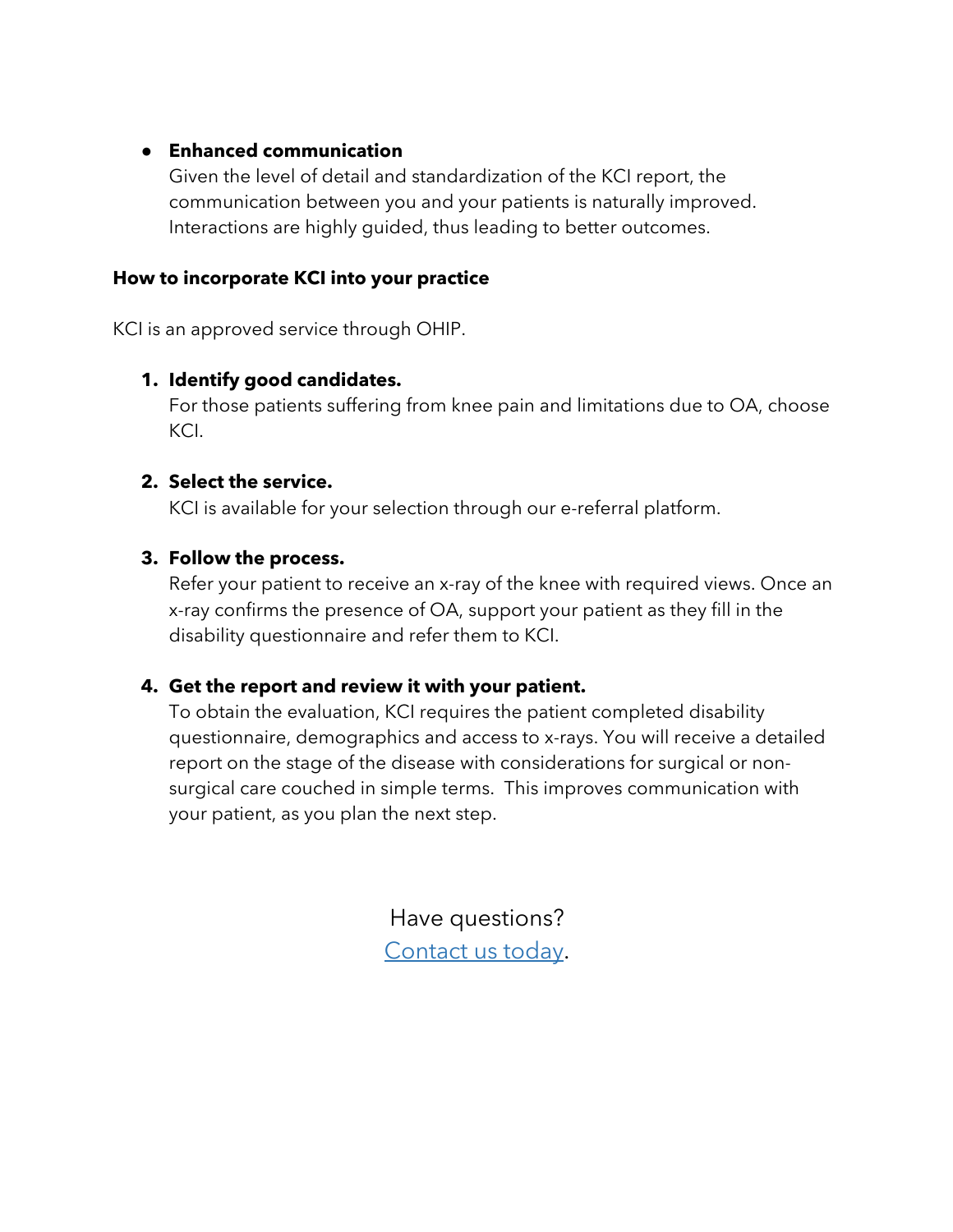- **Enhanced communication**
  Given the level of detail and standardization of the KCI report, the communication between you and your patients is naturally improved. Interactions are highly guided, thus leading to better outcomes.

**How to incorporate KCI into your practice**

KCI is an approved service through OHIP.

1. **Identify good candidates.**
   For those patients suffering from knee pain and limitations due to OA, choose KCI.

2. **Select the service.**
   KCI is available for your selection through our e-referral platform.

3. **Follow the process.**
   Refer your patient to receive an x-ray of the knee with required views. Once an x-ray confirms the presence of OA, support your patient as they fill in the disability questionnaire and refer them to KCI.

4. **Get the report and review it with your patient.**
   To obtain the evaluation, KCI requires the patient completed disability questionnaire, demographics and access to x-rays. You will receive a detailed report on the stage of the disease with considerations for surgical or non-surgical care couched in simple terms. This improves communication with your patient, as you plan the next step.

Have questions?
Contact us today.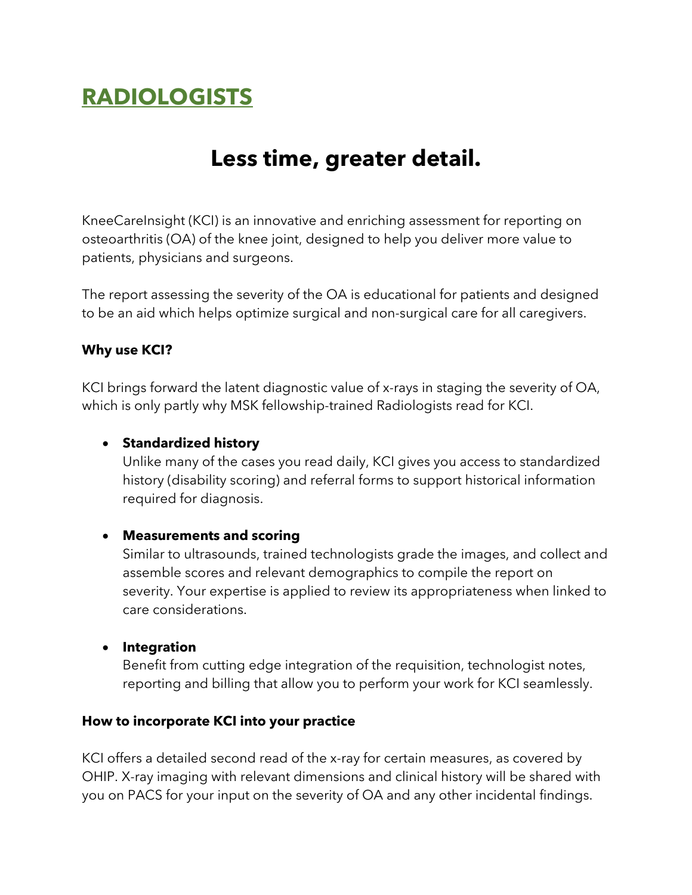# RADIOLOGISTS

## Less time, greater detail.

KneeCareInsight (KCI) is an innovative and enriching assessment for reporting on osteoarthritis (OA) of the knee joint, designed to help you deliver more value to patients, physicians and surgeons.

The report assessing the severity of the OA is educational for patients and designed to be an aid which helps optimize surgical and non-surgical care for all caregivers.

### Why use KCI?

KCI brings forward the latent diagnostic value of x-rays in staging the severity of OA, which is only partly why MSK fellowship-trained Radiologists read for KCI.

- **Standardized history**
  Unlike many of the cases you read daily, KCI gives you access to standardized history (disability scoring) and referral forms to support historical information required for diagnosis.

- **Measurements and scoring**
  Similar to ultrasounds, trained technologists grade the images, and collect and assemble scores and relevant demographics to compile the report on severity. Your expertise is applied to review its appropriateness when linked to care considerations.

- **Integration**
  Benefit from cutting edge integration of the requisition, technologist notes, reporting and billing that allow you to perform your work for KCI seamlessly.

### How to incorporate KCI into your practice

KCI offers a detailed second read of the x-ray for certain measures, as covered by OHIP. X-ray imaging with relevant dimensions and clinical history will be shared with you on PACS for your input on the severity of OA and any other incidental findings.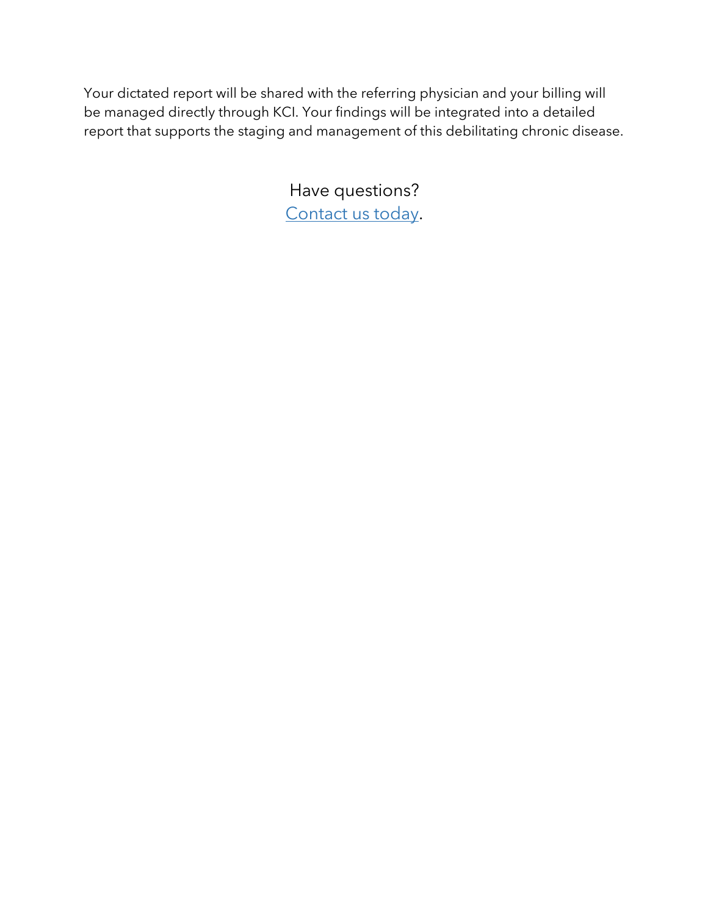Your dictated report will be shared with the referring physician and your billing will be managed directly through KCI. Your findings will be integrated into a detailed report that supports the staging and management of this debilitating chronic disease.

Have questions?
Contact us today.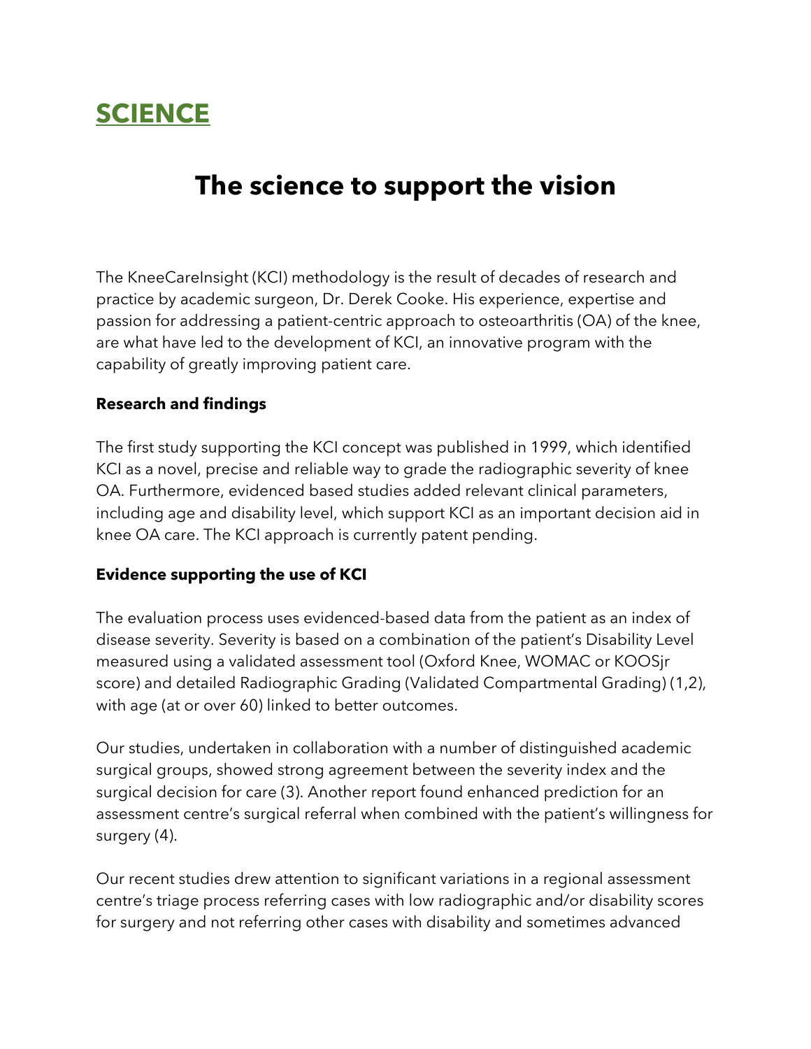# SCIENCE

## The science to support the vision

The KneeCareInsight (KCI) methodology is the result of decades of research and practice by academic surgeon, Dr. Derek Cooke. His experience, expertise and passion for addressing a patient-centric approach to osteoarthritis (OA) of the knee, are what have led to the development of KCI, an innovative program with the capability of greatly improving patient care.

**Research and findings**

The first study supporting the KCI concept was published in 1999, which identified KCI as a novel, precise and reliable way to grade the radiographic severity of knee OA. Furthermore, evidenced based studies added relevant clinical parameters, including age and disability level, which support KCI as an important decision aid in knee OA care. The KCI approach is currently patent pending.

**Evidence supporting the use of KCI**

The evaluation process uses evidenced-based data from the patient as an index of disease severity. Severity is based on a combination of the patient's Disability Level measured using a validated assessment tool (Oxford Knee, WOMAC or KOOSjr score) and detailed Radiographic Grading (Validated Compartmental Grading) (1,2), with age (at or over 60) linked to better outcomes.

Our studies, undertaken in collaboration with a number of distinguished academic surgical groups, showed strong agreement between the severity index and the surgical decision for care (3). Another report found enhanced prediction for an assessment centre's surgical referral when combined with the patient's willingness for surgery (4).

Our recent studies drew attention to significant variations in a regional assessment centre's triage process referring cases with low radiographic and/or disability scores for surgery and not referring other cases with disability and sometimes advanced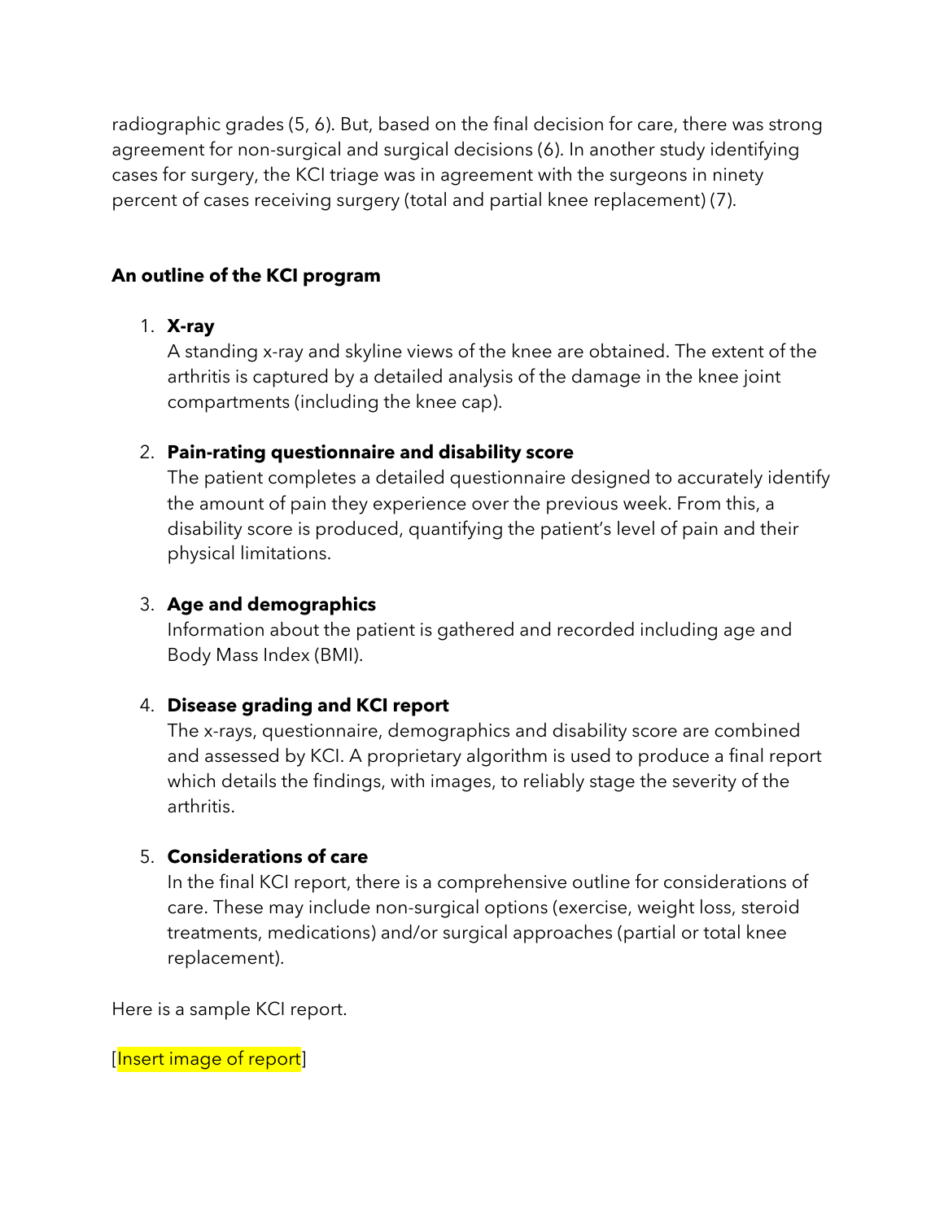radiographic grades (5, 6). But, based on the final decision for care, there was strong agreement for non-surgical and surgical decisions (6). In another study identifying cases for surgery, the KCI triage was in agreement with the surgeons in ninety percent of cases receiving surgery (total and partial knee replacement) (7).

**An outline of the KCI program**

1. **X-ray**
   A standing x-ray and skyline views of the knee are obtained. The extent of the arthritis is captured by a detailed analysis of the damage in the knee joint compartments (including the knee cap).

2. **Pain-rating questionnaire and disability score**
   The patient completes a detailed questionnaire designed to accurately identify the amount of pain they experience over the previous week. From this, a disability score is produced, quantifying the patient's level of pain and their physical limitations.

3. **Age and demographics**
   Information about the patient is gathered and recorded including age and Body Mass Index (BMI).

4. **Disease grading and KCI report**
   The x-rays, questionnaire, demographics and disability score are combined and assessed by KCI. A proprietary algorithm is used to produce a final report which details the findings, with images, to reliably stage the severity of the arthritis.

5. **Considerations of care**
   In the final KCI report, there is a comprehensive outline for considerations of care. These may include non-surgical options (exercise, weight loss, steroid treatments, medications) and/or surgical approaches (partial or total knee replacement).

Here is a sample KCI report.

[Insert image of report]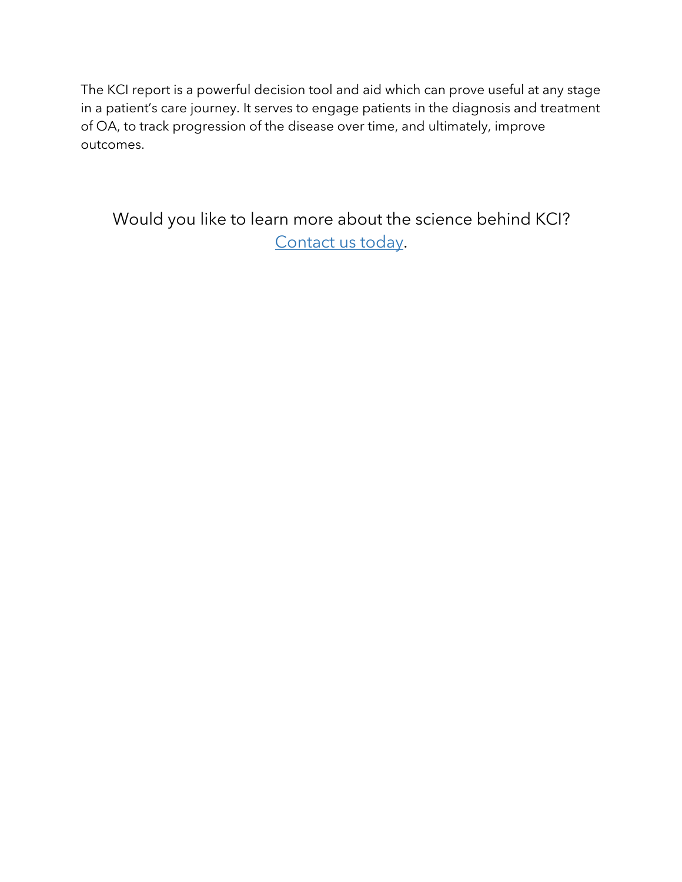The KCI report is a powerful decision tool and aid which can prove useful at any stage in a patient's care journey. It serves to engage patients in the diagnosis and treatment of OA, to track progression of the disease over time, and ultimately, improve outcomes.

Would you like to learn more about the science behind KCI?
Contact us today.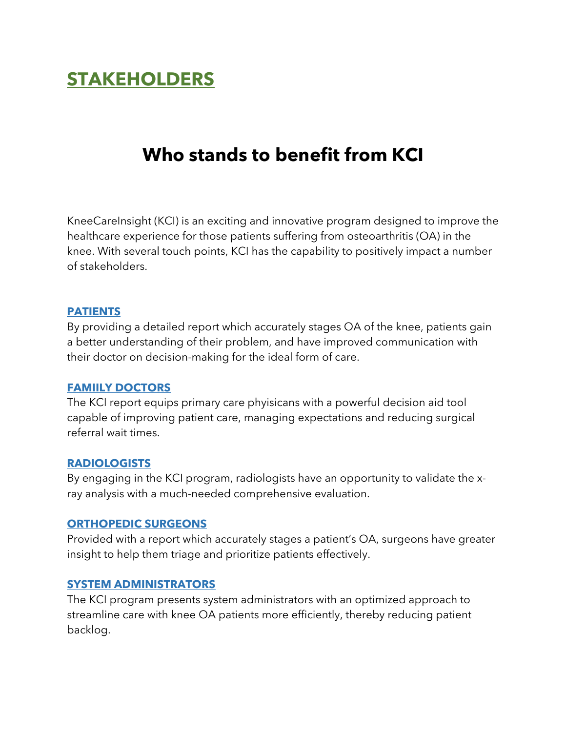# STAKEHOLDERS

## Who stands to benefit from KCI

KneeCareInsight (KCI) is an exciting and innovative program designed to improve the healthcare experience for those patients suffering from osteoarthritis (OA) in the knee. With several touch points, KCI has the capability to positively impact a number of stakeholders.

### PATIENTS

By providing a detailed report which accurately stages OA of the knee, patients gain a better understanding of their problem, and have improved communication with their doctor on decision-making for the ideal form of care.

### FAMIILY DOCTORS

The KCI report equips primary care phyisicans with a powerful decision aid tool capable of improving patient care, managing expectations and reducing surgical referral wait times.

### RADIOLOGISTS

By engaging in the KCI program, radiologists have an opportunity to validate the x-ray analysis with a much-needed comprehensive evaluation.

### ORTHOPEDIC SURGEONS

Provided with a report which accurately stages a patient's OA, surgeons have greater insight to help them triage and prioritize patients effectively.

### SYSTEM ADMINISTRATORS

The KCI program presents system administrators with an optimized approach to streamline care with knee OA patients more efficiently, thereby reducing patient backlog.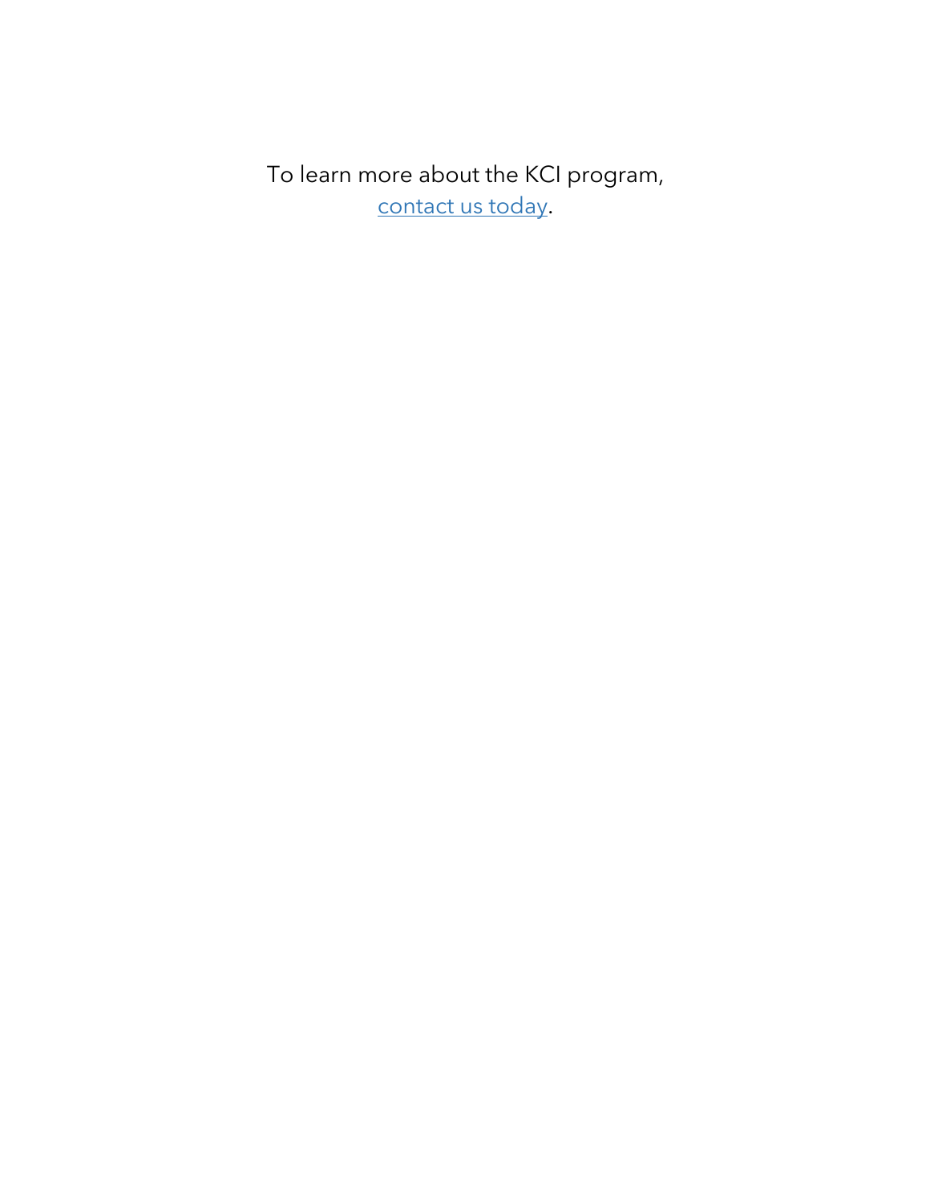To learn more about the KCI program,
contact us today.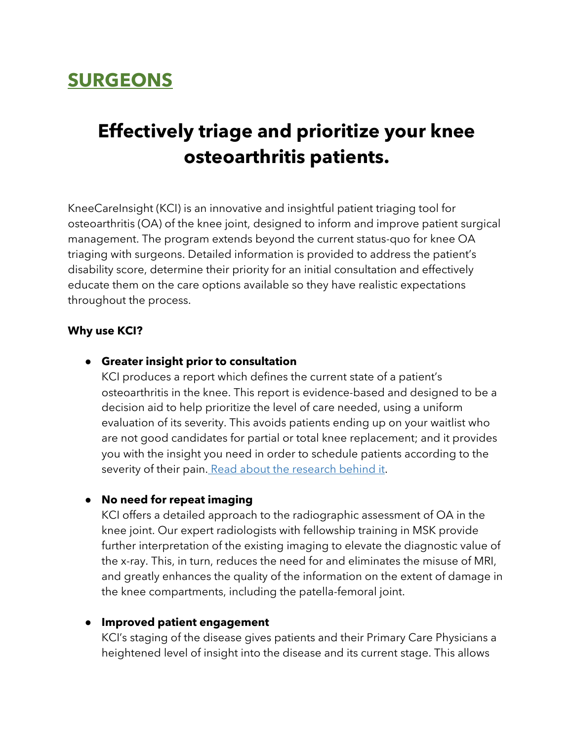# SURGEONS

## Effectively triage and prioritize your knee osteoarthritis patients.

KneeCareInsight (KCI) is an innovative and insightful patient triaging tool for osteoarthritis (OA) of the knee joint, designed to inform and improve patient surgical management. The program extends beyond the current status-quo for knee OA triaging with surgeons. Detailed information is provided to address the patient's disability score, determine their priority for an initial consultation and effectively educate them on the care options available so they have realistic expectations throughout the process.

**Why use KCI?**

- **Greater insight prior to consultation**
  KCI produces a report which defines the current state of a patient's osteoarthritis in the knee. This report is evidence-based and designed to be a decision aid to help prioritize the level of care needed, using a uniform evaluation of its severity. This avoids patients ending up on your waitlist who are not good candidates for partial or total knee replacement; and it provides you with the insight you need in order to schedule patients according to the severity of their pain. Read about the research behind it.

- **No need for repeat imaging**
  KCI offers a detailed approach to the radiographic assessment of OA in the knee joint. Our expert radiologists with fellowship training in MSK provide further interpretation of the existing imaging to elevate the diagnostic value of the x-ray. This, in turn, reduces the need for and eliminates the misuse of MRI, and greatly enhances the quality of the information on the extent of damage in the knee compartments, including the patella-femoral joint.

- **Improved patient engagement**
  KCI's staging of the disease gives patients and their Primary Care Physicians a heightened level of insight into the disease and its current stage. This allows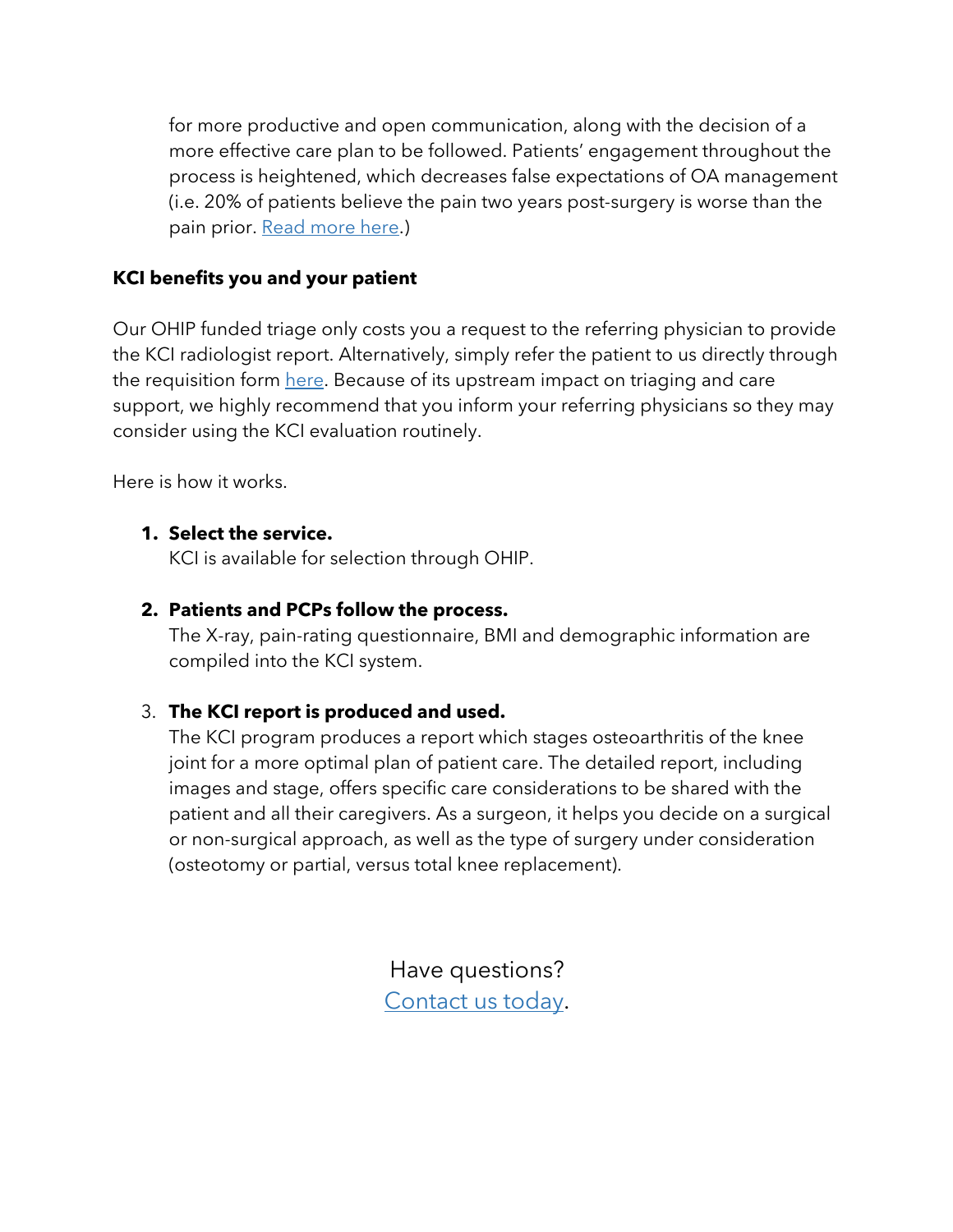for more productive and open communication, along with the decision of a more effective care plan to be followed. Patients' engagement throughout the process is heightened, which decreases false expectations of OA management (i.e. 20% of patients believe the pain two years post-surgery is worse than the pain prior. Read more here.)

**KCI benefits you and your patient**

Our OHIP funded triage only costs you a request to the referring physician to provide the KCI radiologist report. Alternatively, simply refer the patient to us directly through the requisition form here. Because of its upstream impact on triaging and care support, we highly recommend that you inform your referring physicians so they may consider using the KCI evaluation routinely.

Here is how it works.

1. **Select the service.**
   KCI is available for selection through OHIP.

2. **Patients and PCPs follow the process.**
   The X-ray, pain-rating questionnaire, BMI and demographic information are compiled into the KCI system.

3. **The KCI report is produced and used.**
   The KCI program produces a report which stages osteoarthritis of the knee joint for a more optimal plan of patient care. The detailed report, including images and stage, offers specific care considerations to be shared with the patient and all their caregivers. As a surgeon, it helps you decide on a surgical or non-surgical approach, as well as the type of surgery under consideration (osteotomy or partial, versus total knee replacement).

Have questions?
Contact us today.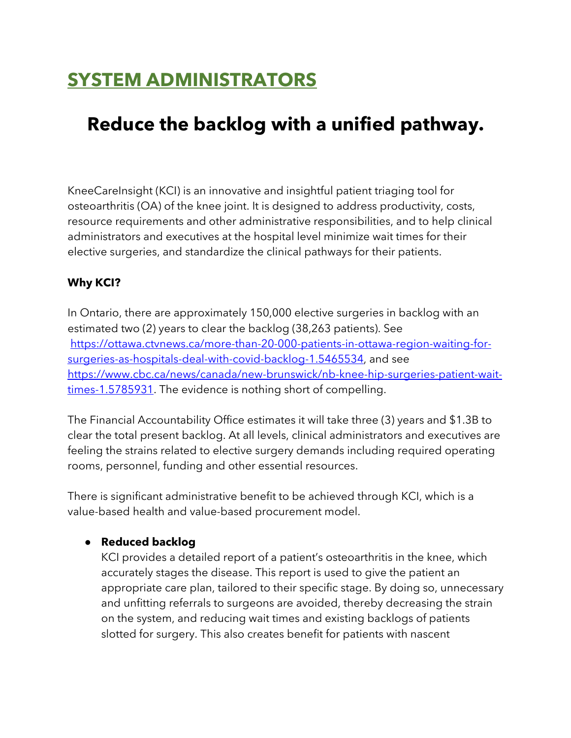# SYSTEM ADMINISTRATORS

## Reduce the backlog with a unified pathway.

KneeCareInsight (KCI) is an innovative and insightful patient triaging tool for osteoarthritis (OA) of the knee joint. It is designed to address productivity, costs, resource requirements and other administrative responsibilities, and to help clinical administrators and executives at the hospital level minimize wait times for their elective surgeries, and standardize the clinical pathways for their patients.

**Why KCI?**

In Ontario, there are approximately 150,000 elective surgeries in backlog with an estimated two (2) years to clear the backlog (38,263 patients). See [https://ottawa.ctvnews.ca/more-than-20-000-patients-in-ottawa-region-waiting-for-surgeries-as-hospitals-deal-with-covid-backlog-1.5465534](https://ottawa.ctvnews.ca/more-than-20-000-patients-in-ottawa-region-waiting-for-surgeries-as-hospitals-deal-with-covid-backlog-1.5465534), and see [https://www.cbc.ca/news/canada/new-brunswick/nb-knee-hip-surgeries-patient-wait-times-1.5785931](https://www.cbc.ca/news/canada/new-brunswick/nb-knee-hip-surgeries-patient-wait-times-1.5785931). The evidence is nothing short of compelling.

The Financial Accountability Office estimates it will take three (3) years and $1.3B to clear the total present backlog. At all levels, clinical administrators and executives are feeling the strains related to elective surgery demands including required operating rooms, personnel, funding and other essential resources.

There is significant administrative benefit to be achieved through KCI, which is a value-based health and value-based procurement model.

- **Reduced backlog**
  KCI provides a detailed report of a patient's osteoarthritis in the knee, which accurately stages the disease. This report is used to give the patient an appropriate care plan, tailored to their specific stage. By doing so, unnecessary and unfitting referrals to surgeons are avoided, thereby decreasing the strain on the system, and reducing wait times and existing backlogs of patients slotted for surgery. This also creates benefit for patients with nascent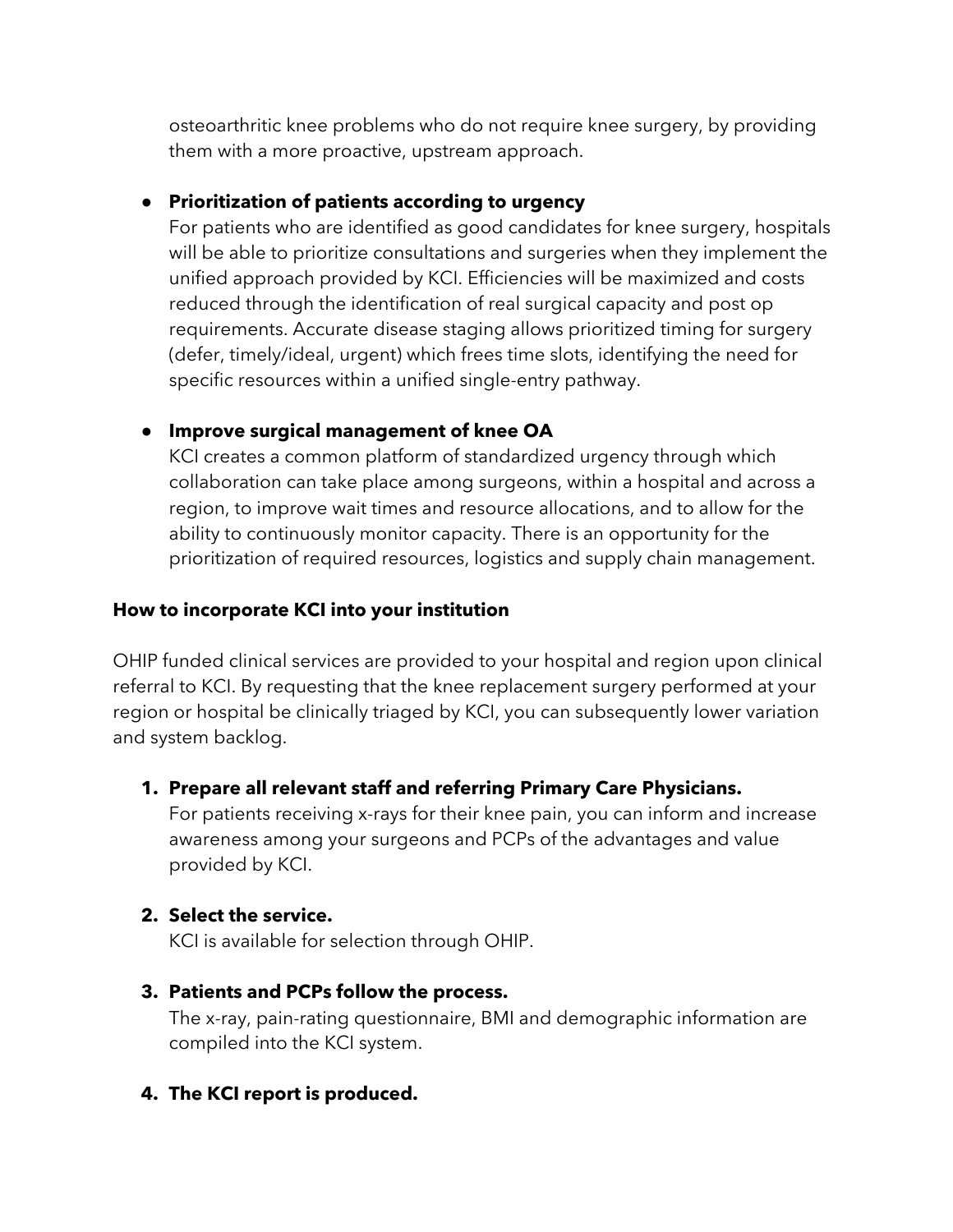osteoarthritic knee problems who do not require knee surgery, by providing them with a more proactive, upstream approach.

- **Prioritization of patients according to urgency**
  For patients who are identified as good candidates for knee surgery, hospitals will be able to prioritize consultations and surgeries when they implement the unified approach provided by KCI. Efficiencies will be maximized and costs reduced through the identification of real surgical capacity and post op requirements. Accurate disease staging allows prioritized timing for surgery (defer, timely/ideal, urgent) which frees time slots, identifying the need for specific resources within a unified single-entry pathway.

- **Improve surgical management of knee OA**
  KCI creates a common platform of standardized urgency through which collaboration can take place among surgeons, within a hospital and across a region, to improve wait times and resource allocations, and to allow for the ability to continuously monitor capacity. There is an opportunity for the prioritization of required resources, logistics and supply chain management.

**How to incorporate KCI into your institution**

OHIP funded clinical services are provided to your hospital and region upon clinical referral to KCI. By requesting that the knee replacement surgery performed at your region or hospital be clinically triaged by KCI, you can subsequently lower variation and system backlog.

1. **Prepare all relevant staff and referring Primary Care Physicians.**
   For patients receiving x-rays for their knee pain, you can inform and increase awareness among your surgeons and PCPs of the advantages and value provided by KCI.

2. **Select the service.**
   KCI is available for selection through OHIP.

3. **Patients and PCPs follow the process.**
   The x-ray, pain-rating questionnaire, BMI and demographic information are compiled into the KCI system.

4. **The KCI report is produced.**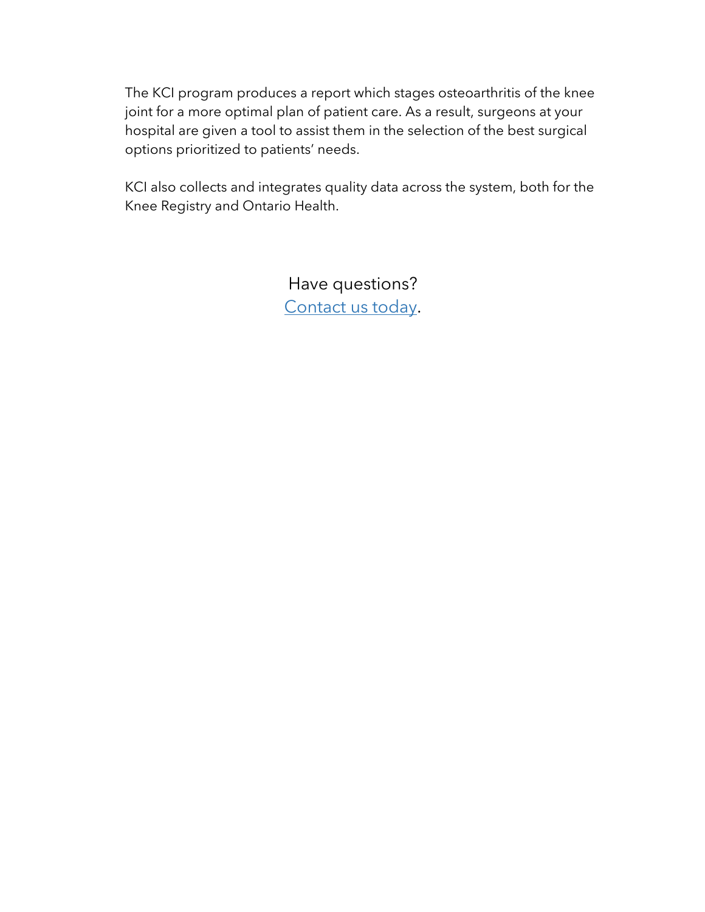The KCI program produces a report which stages osteoarthritis of the knee joint for a more optimal plan of patient care. As a result, surgeons at your hospital are given a tool to assist them in the selection of the best surgical options prioritized to patients' needs.

KCI also collects and integrates quality data across the system, both for the Knee Registry and Ontario Health.

Have questions?
Contact us today.